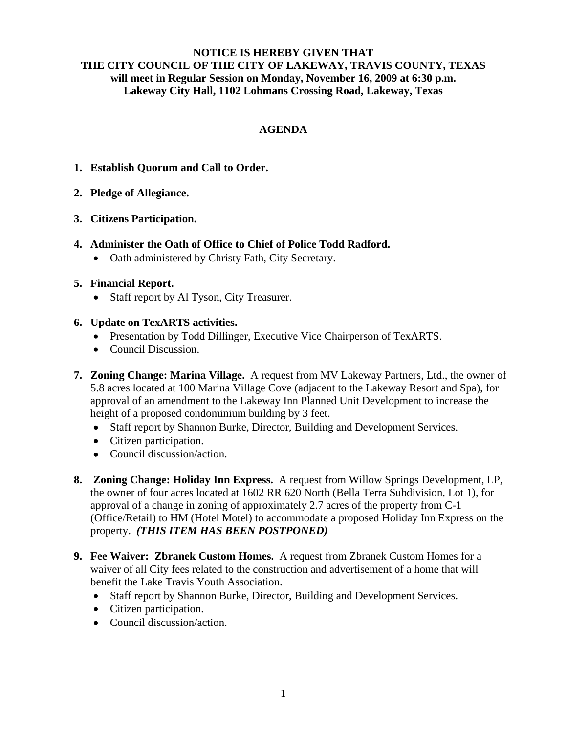**NOTICE IS HEREBY GIVEN THAT**
**THE CITY COUNCIL OF THE CITY OF LAKEWAY, TRAVIS COUNTY, TEXAS**
**will meet in Regular Session on Monday, November 16, 2009 at 6:30 p.m.**
**Lakeway City Hall, 1102 Lohmans Crossing Road, Lakeway, Texas**

# AGENDA

1. **Establish Quorum and Call to Order.**

2. **Pledge of Allegiance.**

3. **Citizens Participation.**

4. **Administer the Oath of Office to Chief of Police Todd Radford.**
   - Oath administered by Christy Fath, City Secretary.

5. **Financial Report.**
   - Staff report by Al Tyson, City Treasurer.

6. **Update on TexARTS activities.**
   - Presentation by Todd Dillinger, Executive Vice Chairperson of TexARTS.
   - Council Discussion.

7. **Zoning Change: Marina Village.** A request from MV Lakeway Partners, Ltd., the owner of 5.8 acres located at 100 Marina Village Cove (adjacent to the Lakeway Resort and Spa), for approval of an amendment to the Lakeway Inn Planned Unit Development to increase the height of a proposed condominium building by 3 feet.
   - Staff report by Shannon Burke, Director, Building and Development Services.
   - Citizen participation.
   - Council discussion/action.

8. **Zoning Change: Holiday Inn Express.** A request from Willow Springs Development, LP, the owner of four acres located at 1602 RR 620 North (Bella Terra Subdivision, Lot 1), for approval of a change in zoning of approximately 2.7 acres of the property from C-1 (Office/Retail) to HM (Hotel Motel) to accommodate a proposed Holiday Inn Express on the property. ***(THIS ITEM HAS BEEN POSTPONED)***

9. **Fee Waiver: Zbranek Custom Homes.** A request from Zbranek Custom Homes for a waiver of all City fees related to the construction and advertisement of a home that will benefit the Lake Travis Youth Association.
   - Staff report by Shannon Burke, Director, Building and Development Services.
   - Citizen participation.
   - Council discussion/action.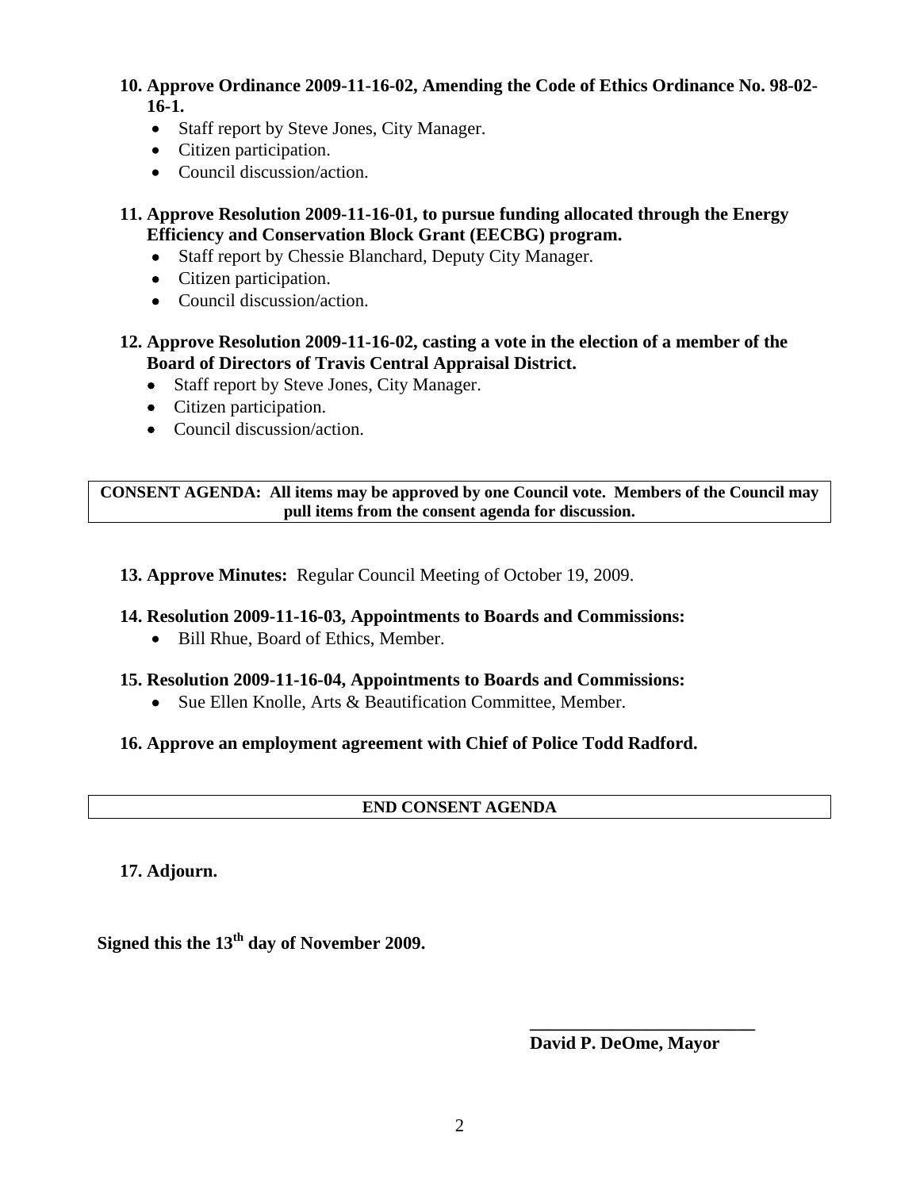**10. Approve Ordinance 2009-11-16-02, Amending the Code of Ethics Ordinance No. 98-02-16-1.**

- Staff report by Steve Jones, City Manager.
- Citizen participation.
- Council discussion/action.

**11. Approve Resolution 2009-11-16-01, to pursue funding allocated through the Energy Efficiency and Conservation Block Grant (EECBG) program.**

- Staff report by Chessie Blanchard, Deputy City Manager.
- Citizen participation.
- Council discussion/action.

**12. Approve Resolution 2009-11-16-02, casting a vote in the election of a member of the Board of Directors of Travis Central Appraisal District.**

- Staff report by Steve Jones, City Manager.
- Citizen participation.
- Council discussion/action.

**CONSENT AGENDA: All items may be approved by one Council vote. Members of the Council may pull items from the consent agenda for discussion.**

**13. Approve Minutes:** Regular Council Meeting of October 19, 2009.

**14. Resolution 2009-11-16-03, Appointments to Boards and Commissions:**

- Bill Rhue, Board of Ethics, Member.

**15. Resolution 2009-11-16-04, Appointments to Boards and Commissions:**

- Sue Ellen Knolle, Arts & Beautification Committee, Member.

**16. Approve an employment agreement with Chief of Police Todd Radford.**

**END CONSENT AGENDA**

**17. Adjourn.**

**Signed this the 13th day of November 2009.**

**\_\_\_\_\_\_\_\_\_\_\_\_\_\_\_\_\_\_\_\_\_\_\_\_\_**

**David P. DeOme, Mayor**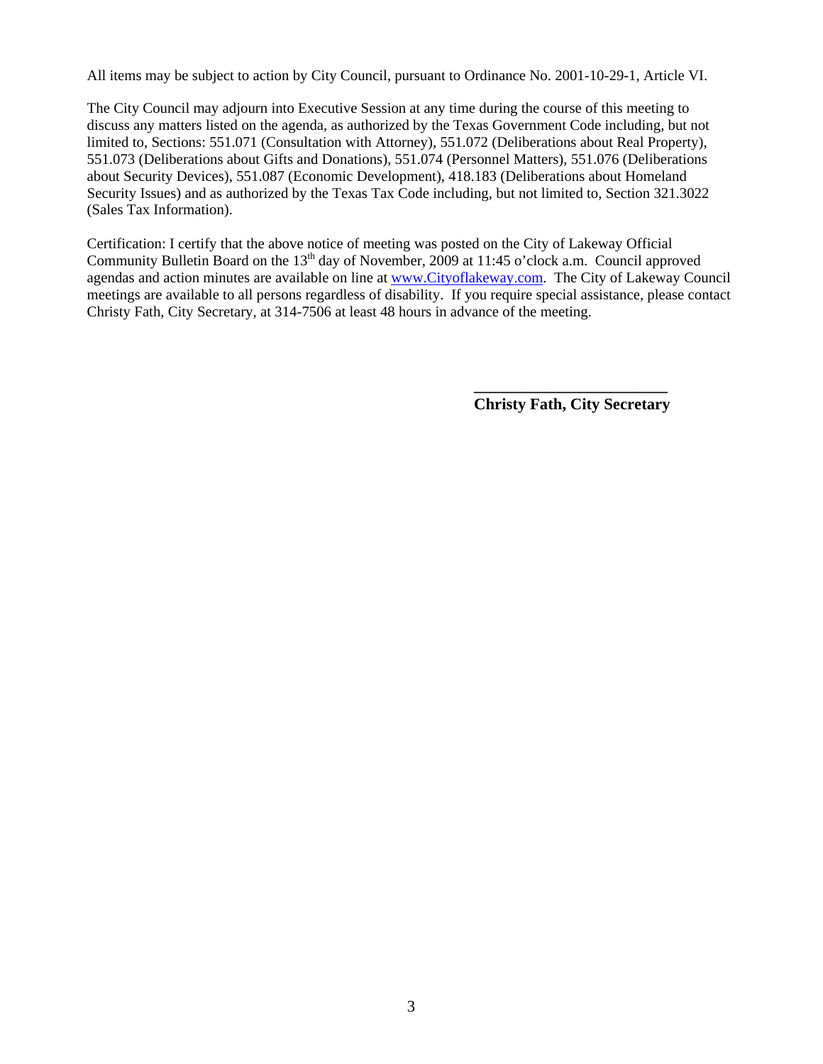All items may be subject to action by City Council, pursuant to Ordinance No. 2001-10-29-1, Article VI.

The City Council may adjourn into Executive Session at any time during the course of this meeting to discuss any matters listed on the agenda, as authorized by the Texas Government Code including, but not limited to, Sections: 551.071 (Consultation with Attorney), 551.072 (Deliberations about Real Property), 551.073 (Deliberations about Gifts and Donations), 551.074 (Personnel Matters), 551.076 (Deliberations about Security Devices), 551.087 (Economic Development), 418.183 (Deliberations about Homeland Security Issues) and as authorized by the Texas Tax Code including, but not limited to, Section 321.3022 (Sales Tax Information).

Certification: I certify that the above notice of meeting was posted on the City of Lakeway Official Community Bulletin Board on the 13th day of November, 2009 at 11:45 o'clock a.m. Council approved agendas and action minutes are available on line at www.Cityoflakeway.com. The City of Lakeway Council meetings are available to all persons regardless of disability. If you require special assistance, please contact Christy Fath, City Secretary, at 314-7506 at least 48 hours in advance of the meeting.

\_\_\_\_\_\_\_\_\_\_\_\_\_\_\_\_\_\_\_\_\_\_\_\_\_

**Christy Fath, City Secretary**